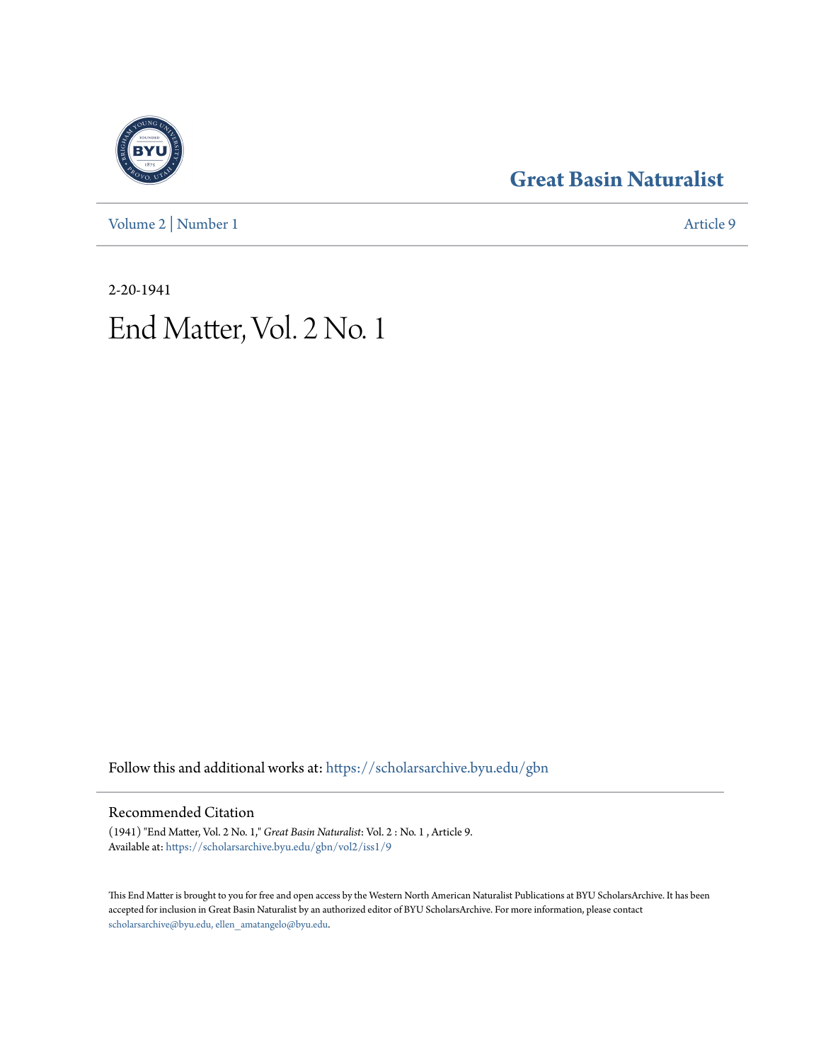# Great Basin Naturalist

Volume 2 | Number 1

Article 9

2-20-1941

# End Matter, Vol. 2 No. 1

Follow this and additional works at: https://scholarsarchive.byu.edu/gbn

## Recommended Citation

(1941) "End Matter, Vol. 2 No. 1," *Great Basin Naturalist*: Vol. 2 : No. 1 , Article 9.
Available at: https://scholarsarchive.byu.edu/gbn/vol2/iss1/9

This End Matter is brought to you for free and open access by the Western North American Naturalist Publications at BYU ScholarsArchive. It has been accepted for inclusion in Great Basin Naturalist by an authorized editor of BYU ScholarsArchive. For more information, please contact scholarsarchive@byu.edu, ellen_amatangelo@byu.edu.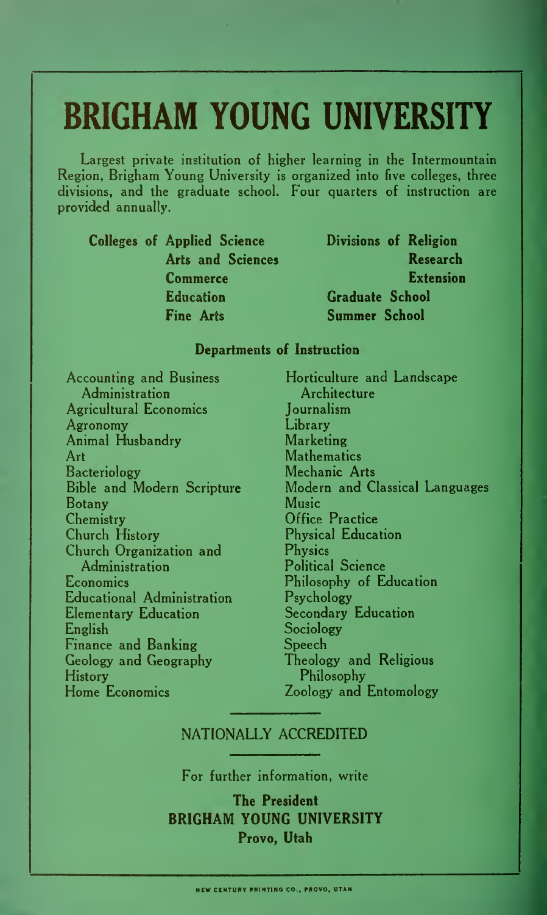# BRIGHAM YOUNG UNIVERSITY

Largest private institution of higher learning in the Intermountain Region, Brigham Young University is organized into five colleges, three divisions, and the graduate school. Four quarters of instruction are provided annually.

**Colleges of Applied Science**
**Arts and Sciences**
**Commerce**
**Education**
**Fine Arts**

**Divisions of Religion**
**Research**
**Extension**
**Graduate School**
**Summer School**

**Departments of Instruction**

Accounting and Business Administration
Agricultural Economics
Agronomy
Animal Husbandry
Art
Bacteriology
Bible and Modern Scripture
Botany
Chemistry
Church History
Church Organization and Administration
Economics
Educational Administration
Elementary Education
English
Finance and Banking
Geology and Geography
History
Home Economics
Horticulture and Landscape Architecture
Journalism
Library
Marketing
Mathematics
Mechanic Arts
Modern and Classical Languages
Music
Office Practice
Physical Education
Physics
Political Science
Philosophy of Education
Psychology
Secondary Education
Sociology
Speech
Theology and Religious Philosophy
Zoology and Entomology

NATIONALLY ACCREDITED

For further information, write

**The President**
**BRIGHAM YOUNG UNIVERSITY**
**Provo, Utah**

NEW CENTURY PRINTING CO., PROVO, UTAH